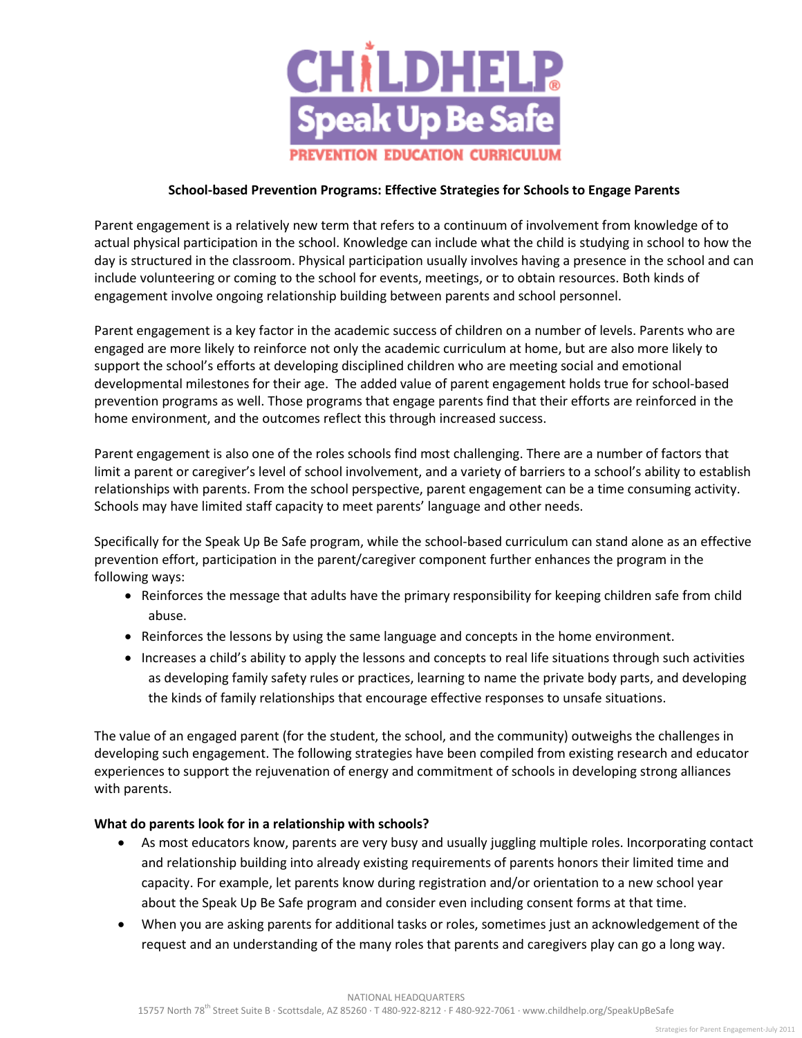CHILDHELP®
Speak Up Be Safe
PREVENTION EDUCATION CURRICULUM

**School-based Prevention Programs: Effective Strategies for Schools to Engage Parents**

Parent engagement is a relatively new term that refers to a continuum of involvement from knowledge of to actual physical participation in the school. Knowledge can include what the child is studying in school to how the day is structured in the classroom. Physical participation usually involves having a presence in the school and can include volunteering or coming to the school for events, meetings, or to obtain resources. Both kinds of engagement involve ongoing relationship building between parents and school personnel.

Parent engagement is a key factor in the academic success of children on a number of levels. Parents who are engaged are more likely to reinforce not only the academic curriculum at home, but are also more likely to support the school's efforts at developing disciplined children who are meeting social and emotional developmental milestones for their age. The added value of parent engagement holds true for school-based prevention programs as well. Those programs that engage parents find that their efforts are reinforced in the home environment, and the outcomes reflect this through increased success.

Parent engagement is also one of the roles schools find most challenging. There are a number of factors that limit a parent or caregiver's level of school involvement, and a variety of barriers to a school's ability to establish relationships with parents. From the school perspective, parent engagement can be a time consuming activity. Schools may have limited staff capacity to meet parents' language and other needs.

Specifically for the Speak Up Be Safe program, while the school-based curriculum can stand alone as an effective prevention effort, participation in the parent/caregiver component further enhances the program in the following ways:

- Reinforces the message that adults have the primary responsibility for keeping children safe from child abuse.
- Reinforces the lessons by using the same language and concepts in the home environment.
- Increases a child's ability to apply the lessons and concepts to real life situations through such activities as developing family safety rules or practices, learning to name the private body parts, and developing the kinds of family relationships that encourage effective responses to unsafe situations.

The value of an engaged parent (for the student, the school, and the community) outweighs the challenges in developing such engagement. The following strategies have been compiled from existing research and educator experiences to support the rejuvenation of energy and commitment of schools in developing strong alliances with parents.

**What do parents look for in a relationship with schools?**

- As most educators know, parents are very busy and usually juggling multiple roles. Incorporating contact and relationship building into already existing requirements of parents honors their limited time and capacity. For example, let parents know during registration and/or orientation to a new school year about the Speak Up Be Safe program and consider even including consent forms at that time.
- When you are asking parents for additional tasks or roles, sometimes just an acknowledgement of the request and an understanding of the many roles that parents and caregivers play can go a long way.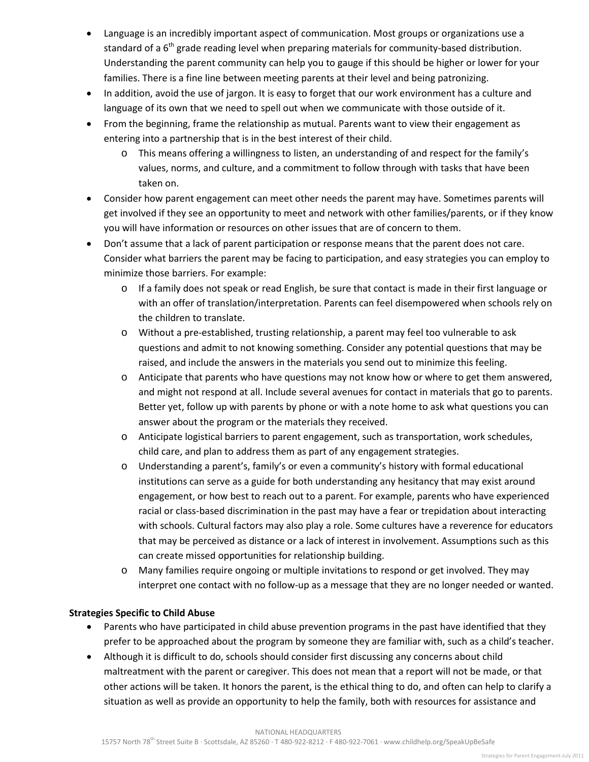- Language is an incredibly important aspect of communication. Most groups or organizations use a standard of a 6th grade reading level when preparing materials for community-based distribution. Understanding the parent community can help you to gauge if this should be higher or lower for your families. There is a fine line between meeting parents at their level and being patronizing.
- In addition, avoid the use of jargon. It is easy to forget that our work environment has a culture and language of its own that we need to spell out when we communicate with those outside of it.
- From the beginning, frame the relationship as mutual. Parents want to view their engagement as entering into a partnership that is in the best interest of their child.
    - This means offering a willingness to listen, an understanding of and respect for the family's values, norms, and culture, and a commitment to follow through with tasks that have been taken on.
- Consider how parent engagement can meet other needs the parent may have. Sometimes parents will get involved if they see an opportunity to meet and network with other families/parents, or if they know you will have information or resources on other issues that are of concern to them.
- Don't assume that a lack of parent participation or response means that the parent does not care. Consider what barriers the parent may be facing to participation, and easy strategies you can employ to minimize those barriers. For example:
    - If a family does not speak or read English, be sure that contact is made in their first language or with an offer of translation/interpretation. Parents can feel disempowered when schools rely on the children to translate.
    - Without a pre-established, trusting relationship, a parent may feel too vulnerable to ask questions and admit to not knowing something. Consider any potential questions that may be raised, and include the answers in the materials you send out to minimize this feeling.
    - Anticipate that parents who have questions may not know how or where to get them answered, and might not respond at all. Include several avenues for contact in materials that go to parents. Better yet, follow up with parents by phone or with a note home to ask what questions you can answer about the program or the materials they received.
    - Anticipate logistical barriers to parent engagement, such as transportation, work schedules, child care, and plan to address them as part of any engagement strategies.
    - Understanding a parent's, family's or even a community's history with formal educational institutions can serve as a guide for both understanding any hesitancy that may exist around engagement, or how best to reach out to a parent. For example, parents who have experienced racial or class-based discrimination in the past may have a fear or trepidation about interacting with schools. Cultural factors may also play a role. Some cultures have a reverence for educators that may be perceived as distance or a lack of interest in involvement. Assumptions such as this can create missed opportunities for relationship building.
    - Many families require ongoing or multiple invitations to respond or get involved. They may interpret one contact with no follow-up as a message that they are no longer needed or wanted.

**Strategies Specific to Child Abuse**

- Parents who have participated in child abuse prevention programs in the past have identified that they prefer to be approached about the program by someone they are familiar with, such as a child's teacher.
- Although it is difficult to do, schools should consider first discussing any concerns about child maltreatment with the parent or caregiver. This does not mean that a report will not be made, or that other actions will be taken. It honors the parent, is the ethical thing to do, and often can help to clarify a situation as well as provide an opportunity to help the family, both with resources for assistance and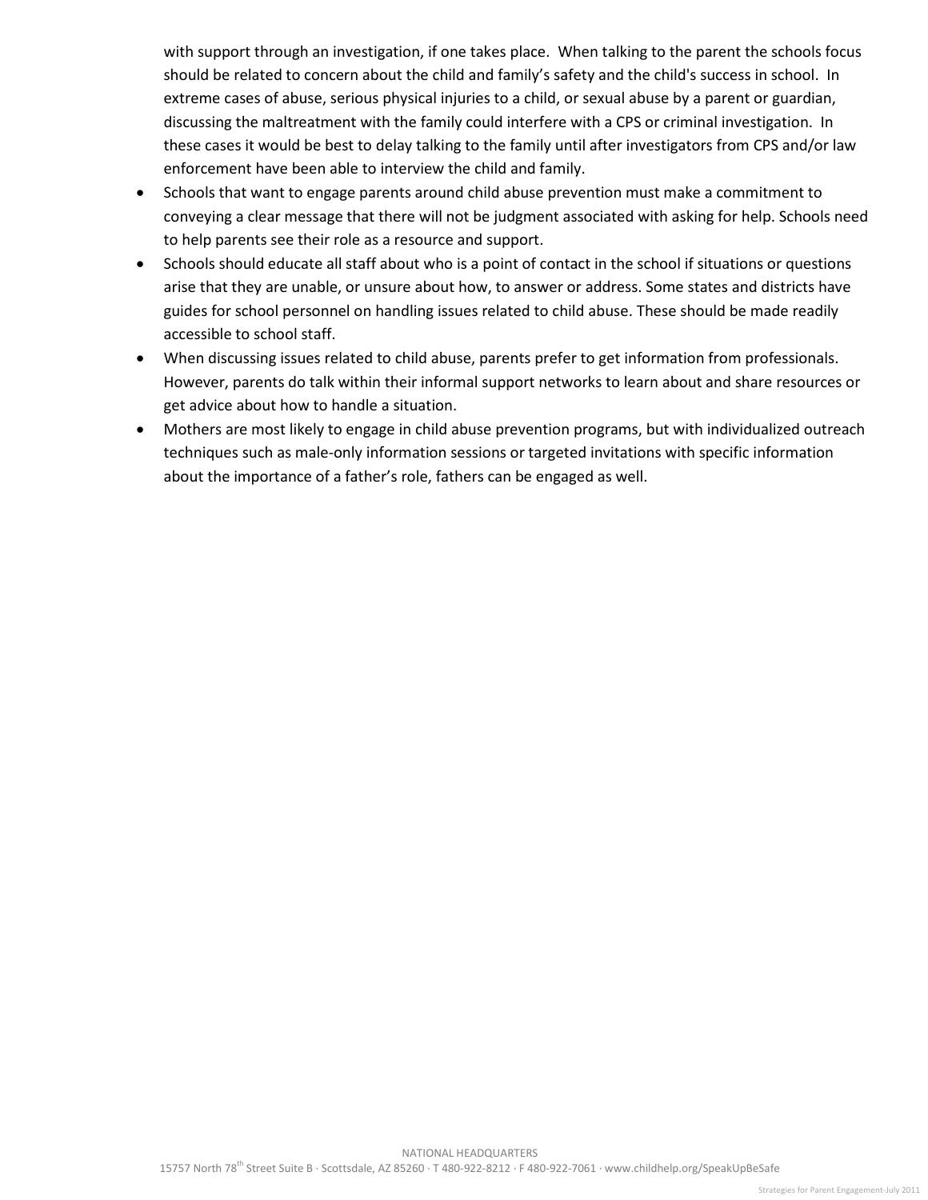with support through an investigation, if one takes place. When talking to the parent the schools focus should be related to concern about the child and family's safety and the child's success in school. In extreme cases of abuse, serious physical injuries to a child, or sexual abuse by a parent or guardian, discussing the maltreatment with the family could interfere with a CPS or criminal investigation. In these cases it would be best to delay talking to the family until after investigators from CPS and/or law enforcement have been able to interview the child and family.

- Schools that want to engage parents around child abuse prevention must make a commitment to conveying a clear message that there will not be judgment associated with asking for help. Schools need to help parents see their role as a resource and support.
- Schools should educate all staff about who is a point of contact in the school if situations or questions arise that they are unable, or unsure about how, to answer or address. Some states and districts have guides for school personnel on handling issues related to child abuse. These should be made readily accessible to school staff.
- When discussing issues related to child abuse, parents prefer to get information from professionals. However, parents do talk within their informal support networks to learn about and share resources or get advice about how to handle a situation.
- Mothers are most likely to engage in child abuse prevention programs, but with individualized outreach techniques such as male-only information sessions or targeted invitations with specific information about the importance of a father's role, fathers can be engaged as well.